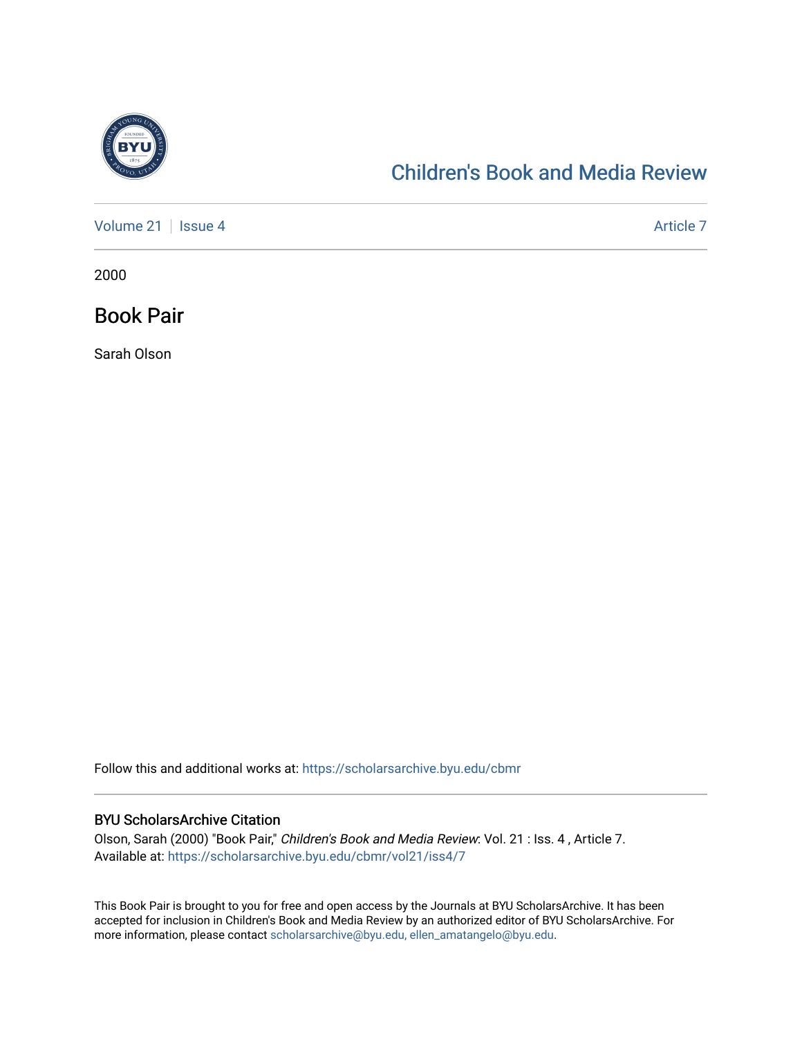Children's Book and Media Review

Volume 21 | Issue 4 | Article 7

2000

# Book Pair

Sarah Olson

Follow this and additional works at: https://scholarsarchive.byu.edu/cbmr

## BYU ScholarsArchive Citation

Olson, Sarah (2000) "Book Pair," *Children's Book and Media Review*: Vol. 21 : Iss. 4 , Article 7.
Available at: https://scholarsarchive.byu.edu/cbmr/vol21/iss4/7

This Book Pair is brought to you for free and open access by the Journals at BYU ScholarsArchive. It has been accepted for inclusion in Children's Book and Media Review by an authorized editor of BYU ScholarsArchive. For more information, please contact scholarsarchive@byu.edu, ellen_amatangelo@byu.edu.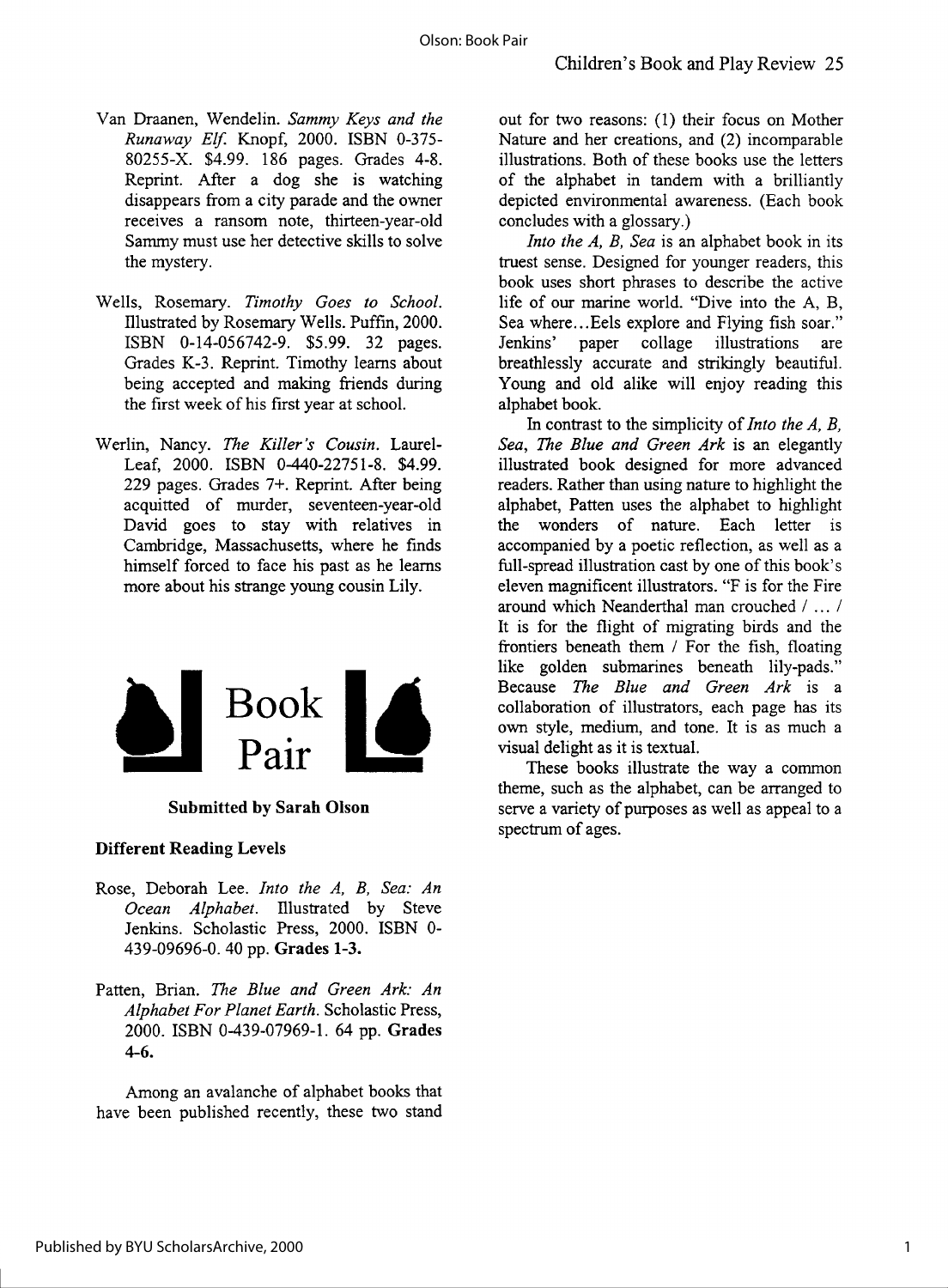Van Draanen, Wendelin. *Sammy Keys and the Runaway Elf.* Knopf, 2000. ISBN 0-375-80255-X. $4.99. 186 pages. Grades 4-8. Reprint. After a dog she is watching disappears from a city parade and the owner receives a ransom note, thirteen-year-old Sammy must use her detective skills to solve the mystery.

Wells, Rosemary. *Timothy Goes to School.* Illustrated by Rosemary Wells. Puffin, 2000. ISBN 0-14-056742-9. $5.99. 32 pages. Grades K-3. Reprint. Timothy learns about being accepted and making friends during the first week of his first year at school.

Werlin, Nancy. *The Killer's Cousin.* Laurel-Leaf, 2000. ISBN 0-440-22751-8. $4.99. 229 pages. Grades 7+. Reprint. After being acquitted of murder, seventeen-year-old David goes to stay with relatives in Cambridge, Massachusetts, where he finds himself forced to face his past as he learns more about his strange young cousin Lily.

# Book Pair

**Submitted by Sarah Olson**

### Different Reading Levels

Rose, Deborah Lee. *Into the A, B, Sea: An Ocean Alphabet.* Illustrated by Steve Jenkins. Scholastic Press, 2000. ISBN 0-439-09696-0. 40 pp. **Grades 1-3.**

Patten, Brian. *The Blue and Green Ark: An Alphabet For Planet Earth.* Scholastic Press, 2000. ISBN 0-439-07969-1. 64 pp. **Grades 4-6.**

Among an avalanche of alphabet books that have been published recently, these two stand out for two reasons: (1) their focus on Mother Nature and her creations, and (2) incomparable illustrations. Both of these books use the letters of the alphabet in tandem with a brilliantly depicted environmental awareness. (Each book concludes with a glossary.)

*Into the A, B, Sea* is an alphabet book in its truest sense. Designed for younger readers, this book uses short phrases to describe the active life of our marine world. "Dive into the A, B, Sea where...Eels explore and Flying fish soar." Jenkins' paper collage illustrations are breathlessly accurate and strikingly beautiful. Young and old alike will enjoy reading this alphabet book.

In contrast to the simplicity of *Into the A, B, Sea*, *The Blue and Green Ark* is an elegantly illustrated book designed for more advanced readers. Rather than using nature to highlight the alphabet, Patten uses the alphabet to highlight the wonders of nature. Each letter is accompanied by a poetic reflection, as well as a full-spread illustration cast by one of this book's eleven magnificent illustrators. "F is for the Fire around which Neanderthal man crouched / ... / It is for the flight of migrating birds and the frontiers beneath them / For the fish, floating like golden submarines beneath lily-pads." Because *The Blue and Green Ark* is a collaboration of illustrators, each page has its own style, medium, and tone. It is as much a visual delight as it is textual.

These books illustrate the way a common theme, such as the alphabet, can be arranged to serve a variety of purposes as well as appeal to a spectrum of ages.